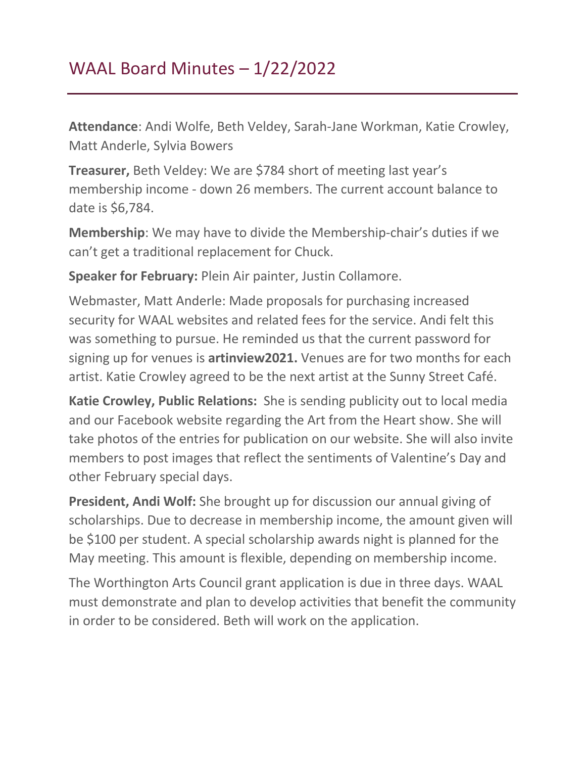# WAAL Board Minutes – 1/22/2022

**Attendance**: Andi Wolfe, Beth Veldey, Sarah-Jane Workman, Katie Crowley, Matt Anderle, Sylvia Bowers

**Treasurer,** Beth Veldey: We are $784 short of meeting last year's membership income - down 26 members. The current account balance to date is $6,784.

**Membership**: We may have to divide the Membership-chair's duties if we can't get a traditional replacement for Chuck.

**Speaker for February:** Plein Air painter, Justin Collamore.

Webmaster, Matt Anderle: Made proposals for purchasing increased security for WAAL websites and related fees for the service. Andi felt this was something to pursue. He reminded us that the current password for signing up for venues is **artinview2021.** Venues are for two months for each artist. Katie Crowley agreed to be the next artist at the Sunny Street Café.

**Katie Crowley, Public Relations:** She is sending publicity out to local media and our Facebook website regarding the Art from the Heart show. She will take photos of the entries for publication on our website. She will also invite members to post images that reflect the sentiments of Valentine's Day and other February special days.

**President, Andi Wolf:** She brought up for discussion our annual giving of scholarships. Due to decrease in membership income, the amount given will be $100 per student. A special scholarship awards night is planned for the May meeting. This amount is flexible, depending on membership income.

The Worthington Arts Council grant application is due in three days. WAAL must demonstrate and plan to develop activities that benefit the community in order to be considered. Beth will work on the application.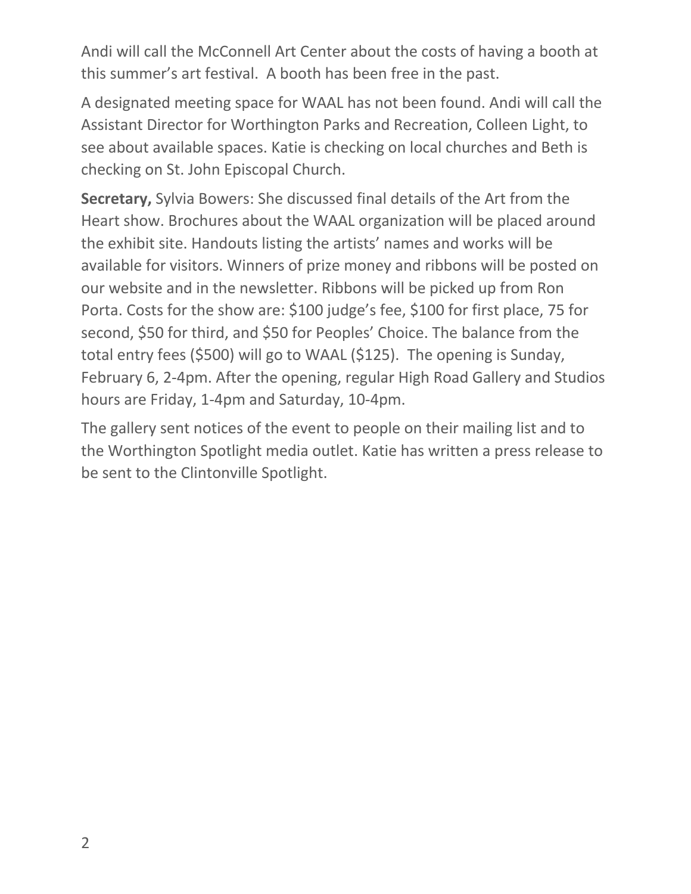Andi will call the McConnell Art Center about the costs of having a booth at this summer's art festival. A booth has been free in the past.

A designated meeting space for WAAL has not been found. Andi will call the Assistant Director for Worthington Parks and Recreation, Colleen Light, to see about available spaces. Katie is checking on local churches and Beth is checking on St. John Episcopal Church.

**Secretary,** Sylvia Bowers: She discussed final details of the Art from the Heart show. Brochures about the WAAL organization will be placed around the exhibit site. Handouts listing the artists' names and works will be available for visitors. Winners of prize money and ribbons will be posted on our website and in the newsletter. Ribbons will be picked up from Ron Porta. Costs for the show are: $100 judge's fee, $100 for first place, 75 for second, $50 for third, and $50 for Peoples' Choice. The balance from the total entry fees ($500) will go to WAAL ($125). The opening is Sunday, February 6, 2-4pm. After the opening, regular High Road Gallery and Studios hours are Friday, 1-4pm and Saturday, 10-4pm.

The gallery sent notices of the event to people on their mailing list and to the Worthington Spotlight media outlet. Katie has written a press release to be sent to the Clintonville Spotlight.